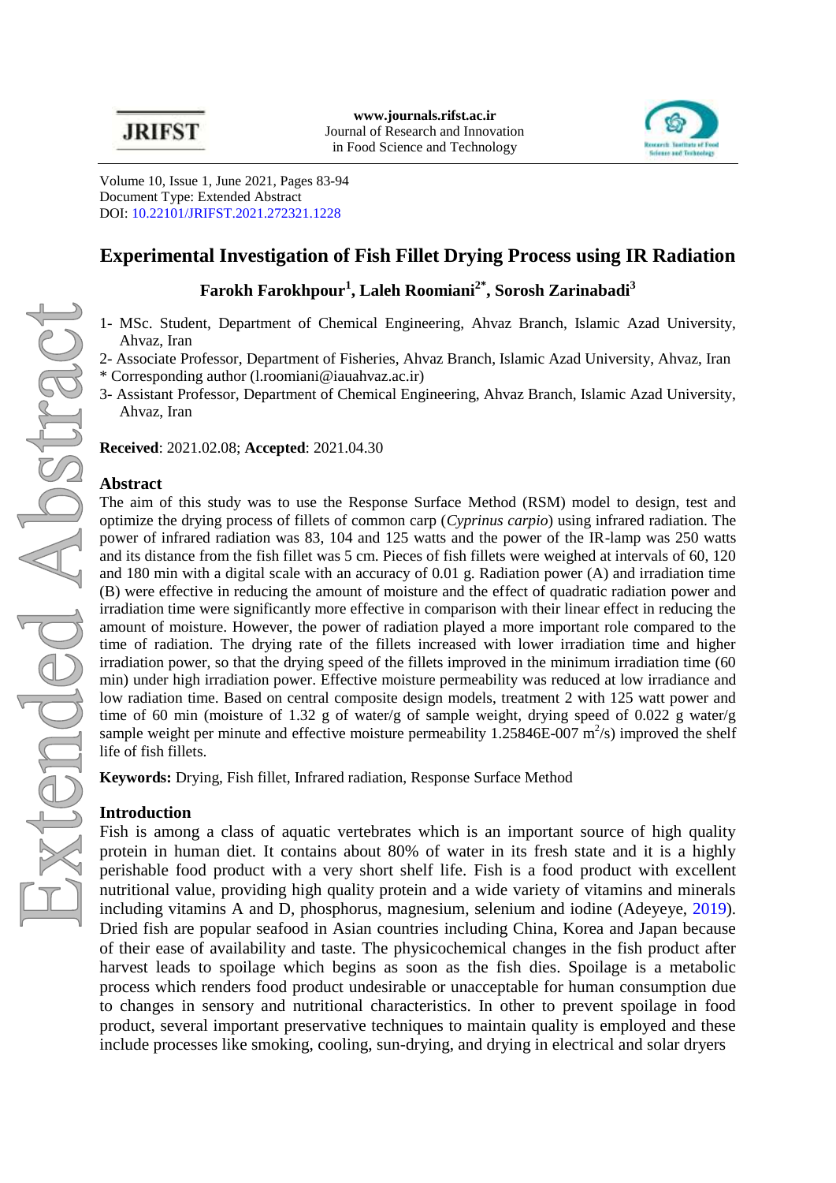Volume 10, Issue 1, June 2021, Pages 83-94
Document Type: Extended Abstract
DOI: 10.22101/JRIFST.2021.272321.1228

# Experimental Investigation of Fish Fillet Drying Process using IR Radiation

**Farokh Farokhpour[1], Laleh Roomiani[2*], Sorosh Zarinabadi[3]**

1- MSc. Student, Department of Chemical Engineering, Ahvaz Branch, Islamic Azad University, Ahvaz, Iran
2- Associate Professor, Department of Fisheries, Ahvaz Branch, Islamic Azad University, Ahvaz, Iran
* Corresponding author (l.roomiani@iauahvaz.ac.ir)
3- Assistant Professor, Department of Chemical Engineering, Ahvaz Branch, Islamic Azad University, Ahvaz, Iran

**Received**: 2021.02.08; **Accepted**: 2021.04.30

## Abstract

The aim of this study was to use the Response Surface Method (RSM) model to design, test and optimize the drying process of fillets of common carp (*Cyprinus carpio*) using infrared radiation. The power of infrared radiation was 83, 104 and 125 watts and the power of the IR-lamp was 250 watts and its distance from the fish fillet was 5 cm. Pieces of fish fillets were weighed at intervals of 60, 120 and 180 min with a digital scale with an accuracy of 0.01 g. Radiation power (A) and irradiation time (B) were effective in reducing the amount of moisture and the effect of quadratic radiation power and irradiation time were significantly more effective in comparison with their linear effect in reducing the amount of moisture. However, the power of radiation played a more important role compared to the time of radiation. The drying rate of the fillets increased with lower irradiation time and higher irradiation power, so that the drying speed of the fillets improved in the minimum irradiation time (60 min) under high irradiation power. Effective moisture permeability was reduced at low irradiance and low radiation time. Based on central composite design models, treatment 2 with 125 watt power and time of 60 min (moisture of 1.32 g of water/g of sample weight, drying speed of 0.022 g water/g sample weight per minute and effective moisture permeability 1.25846E-007 $m^2/s$) improved the shelf life of fish fillets.

**Keywords:** Drying, Fish fillet, Infrared radiation, Response Surface Method

## Introduction

Fish is among a class of aquatic vertebrates which is an important source of high quality protein in human diet. It contains about 80% of water in its fresh state and it is a highly perishable food product with a very short shelf life. Fish is a food product with excellent nutritional value, providing high quality protein and a wide variety of vitamins and minerals including vitamins A and D, phosphorus, magnesium, selenium and iodine (Adeyeye, 2019). Dried fish are popular seafood in Asian countries including China, Korea and Japan because of their ease of availability and taste. The physicochemical changes in the fish product after harvest leads to spoilage which begins as soon as the fish dies. Spoilage is a metabolic process which renders food product undesirable or unacceptable for human consumption due to changes in sensory and nutritional characteristics. In other to prevent spoilage in food product, several important preservative techniques to maintain quality is employed and these include processes like smoking, cooling, sun-drying, and drying in electrical and solar dryers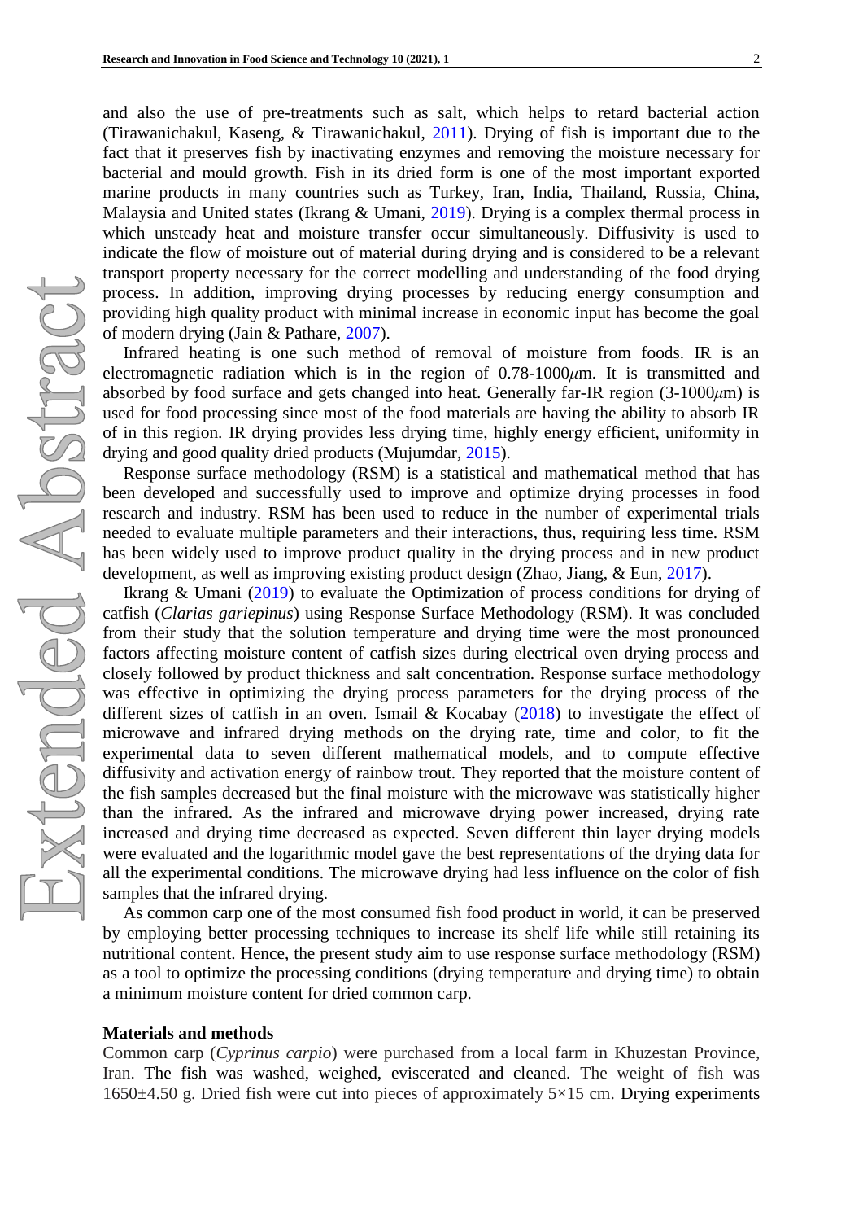and also the use of pre-treatments such as salt, which helps to retard bacterial action (Tirawanichakul, Kaseng, & Tirawanichakul, 2011). Drying of fish is important due to the fact that it preserves fish by inactivating enzymes and removing the moisture necessary for bacterial and mould growth. Fish in its dried form is one of the most important exported marine products in many countries such as Turkey, Iran, India, Thailand, Russia, China, Malaysia and United states (Ikrang & Umani, 2019). Drying is a complex thermal process in which unsteady heat and moisture transfer occur simultaneously. Diffusivity is used to indicate the flow of moisture out of material during drying and is considered to be a relevant transport property necessary for the correct modelling and understanding of the food drying process. In addition, improving drying processes by reducing energy consumption and providing high quality product with minimal increase in economic input has become the goal of modern drying (Jain & Pathare, 2007).

Infrared heating is one such method of removal of moisture from foods. IR is an electromagnetic radiation which is in the region of 0.78-1000$\mu$m. It is transmitted and absorbed by food surface and gets changed into heat. Generally far-IR region (3-1000$\mu$m) is used for food processing since most of the food materials are having the ability to absorb IR of in this region. IR drying provides less drying time, highly energy efficient, uniformity in drying and good quality dried products (Mujumdar, 2015).

Response surface methodology (RSM) is a statistical and mathematical method that has been developed and successfully used to improve and optimize drying processes in food research and industry. RSM has been used to reduce in the number of experimental trials needed to evaluate multiple parameters and their interactions, thus, requiring less time. RSM has been widely used to improve product quality in the drying process and in new product development, as well as improving existing product design (Zhao, Jiang, & Eun, 2017).

Ikrang & Umani (2019) to evaluate the Optimization of process conditions for drying of catfish (*Clarias gariepinus*) using Response Surface Methodology (RSM). It was concluded from their study that the solution temperature and drying time were the most pronounced factors affecting moisture content of catfish sizes during electrical oven drying process and closely followed by product thickness and salt concentration. Response surface methodology was effective in optimizing the drying process parameters for the drying process of the different sizes of catfish in an oven. Ismail & Kocabay (2018) to investigate the effect of microwave and infrared drying methods on the drying rate, time and color, to fit the experimental data to seven different mathematical models, and to compute effective diffusivity and activation energy of rainbow trout. They reported that the moisture content of the fish samples decreased but the final moisture with the microwave was statistically higher than the infrared. As the infrared and microwave drying power increased, drying rate increased and drying time decreased as expected. Seven different thin layer drying models were evaluated and the logarithmic model gave the best representations of the drying data for all the experimental conditions. The microwave drying had less influence on the color of fish samples that the infrared drying.

As common carp one of the most consumed fish food product in world, it can be preserved by employing better processing techniques to increase its shelf life while still retaining its nutritional content. Hence, the present study aim to use response surface methodology (RSM) as a tool to optimize the processing conditions (drying temperature and drying time) to obtain a minimum moisture content for dried common carp.

## Materials and methods

Common carp (*Cyprinus carpio*) were purchased from a local farm in Khuzestan Province, Iran. The fish was washed, weighed, eviscerated and cleaned. The weight of fish was 1650±4.50 g. Dried fish were cut into pieces of approximately 5×15 cm. Drying experiments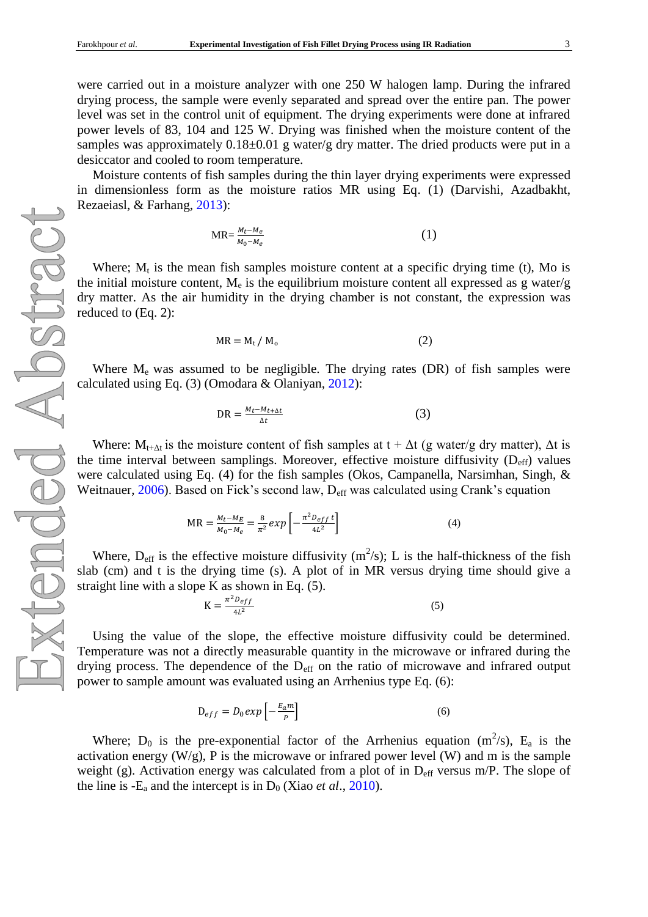were carried out in a moisture analyzer with one 250 W halogen lamp. During the infrared drying process, the sample were evenly separated and spread over the entire pan. The power level was set in the control unit of equipment. The drying experiments were done at infrared power levels of 83, 104 and 125 W. Drying was finished when the moisture content of the samples was approximately 0.18±0.01 g water/g dry matter. The dried products were put in a desiccator and cooled to room temperature.

Moisture contents of fish samples during the thin layer drying experiments were expressed in dimensionless form as the moisture ratios MR using Eq. (1) (Darvishi, Azadbakht, Rezaeiasl, & Farhang, 2013):

$$\mathrm{MR}=\frac{M_t-M_e}{M_0-M_e} \tag{1}$$

Where; $M_t$ is the mean fish samples moisture content at a specific drying time (t), Mo is the initial moisture content, $M_e$ is the equilibrium moisture content all expressed as g water/g dry matter. As the air humidity in the drying chamber is not constant, the expression was reduced to (Eq. 2):

$$\mathrm{MR} = M_t / M_o \tag{2}$$

Where $M_e$ was assumed to be negligible. The drying rates (DR) of fish samples were calculated using Eq. (3) (Omodara & Olaniyan, 2012):

$$\mathrm{DR} = \frac{M_t - M_{t+\Delta t}}{\Delta t} \tag{3}$$

Where: $M_{t+\Delta t}$ is the moisture content of fish samples at t + Δt (g water/g dry matter), Δt is the time interval between samplings. Moreover, effective moisture diffusivity ($D_{eff}$) values were calculated using Eq. (4) for the fish samples (Okos, Campanella, Narsimhan, Singh, & Weitnauer, 2006). Based on Fick's second law, $D_{eff}$ was calculated using Crank's equation

$$\mathrm{MR} = \frac{M_t - M_E}{M_0 - M_e} = \frac{8}{\pi^2} exp\left[-\frac{\pi^2 D_{eff}\, t}{4L^2}\right] \tag{4}$$

Where, $D_{eff}$ is the effective moisture diffusivity ($m^2$/s); L is the half-thickness of the fish slab (cm) and t is the drying time (s). A plot of in MR versus drying time should give a straight line with a slope K as shown in Eq. (5).

$$\mathrm{K} = \frac{\pi^2 D_{eff}}{4L^2} \tag{5}$$

Using the value of the slope, the effective moisture diffusivity could be determined. Temperature was not a directly measurable quantity in the microwave or infrared during the drying process. The dependence of the $D_{eff}$ on the ratio of microwave and infrared output power to sample amount was evaluated using an Arrhenius type Eq. (6):

$$D_{eff} = D_0 exp\left[-\frac{E_a m}{P}\right] \tag{6}$$

Where; $D_0$ is the pre-exponential factor of the Arrhenius equation ($m^2$/s), $E_a$ is the activation energy (W/g), P is the microwave or infrared power level (W) and m is the sample weight (g). Activation energy was calculated from a plot of in $D_{eff}$ versus m/P. The slope of the line is $-E_a$ and the intercept is in $D_0$ (Xiao *et al*., 2010).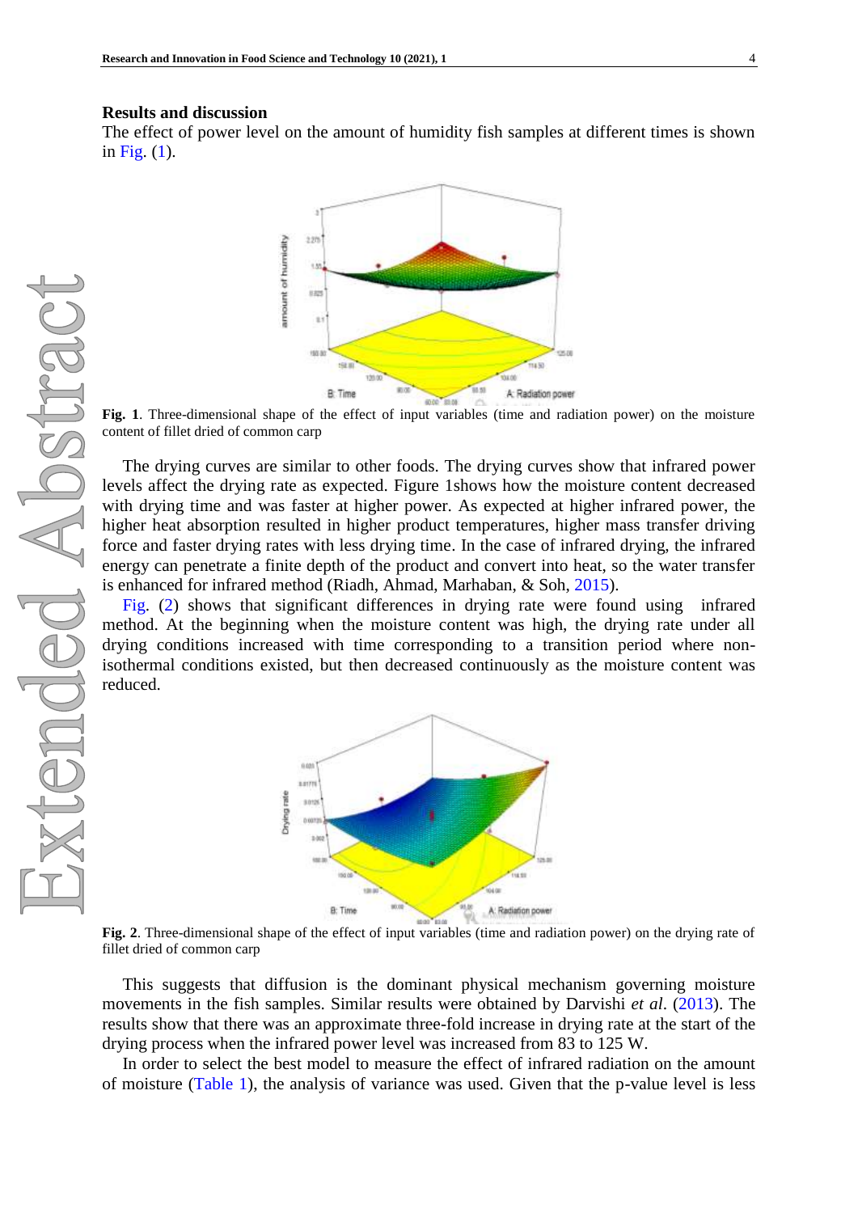## Results and discussion

The effect of power level on the amount of humidity fish samples at different times is shown in Fig. (1).

**Fig. 1**. Three-dimensional shape of the effect of input variables (time and radiation power) on the moisture content of fillet dried of common carp

The drying curves are similar to other foods. The drying curves show that infrared power levels affect the drying rate as expected. Figure 1shows how the moisture content decreased with drying time and was faster at higher power. As expected at higher infrared power, the higher heat absorption resulted in higher product temperatures, higher mass transfer driving force and faster drying rates with less drying time. In the case of infrared drying, the infrared energy can penetrate a finite depth of the product and convert into heat, so the water transfer is enhanced for infrared method (Riadh, Ahmad, Marhaban, & Soh, 2015).

Fig. (2) shows that significant differences in drying rate were found using infrared method. At the beginning when the moisture content was high, the drying rate under all drying conditions increased with time corresponding to a transition period where non-isothermal conditions existed, but then decreased continuously as the moisture content was reduced.

**Fig. 2**. Three-dimensional shape of the effect of input variables (time and radiation power) on the drying rate of fillet dried of common carp

This suggests that diffusion is the dominant physical mechanism governing moisture movements in the fish samples. Similar results were obtained by Darvishi *et al*. (2013). The results show that there was an approximate three-fold increase in drying rate at the start of the drying process when the infrared power level was increased from 83 to 125 W.

In order to select the best model to measure the effect of infrared radiation on the amount of moisture (Table 1), the analysis of variance was used. Given that the p-value level is less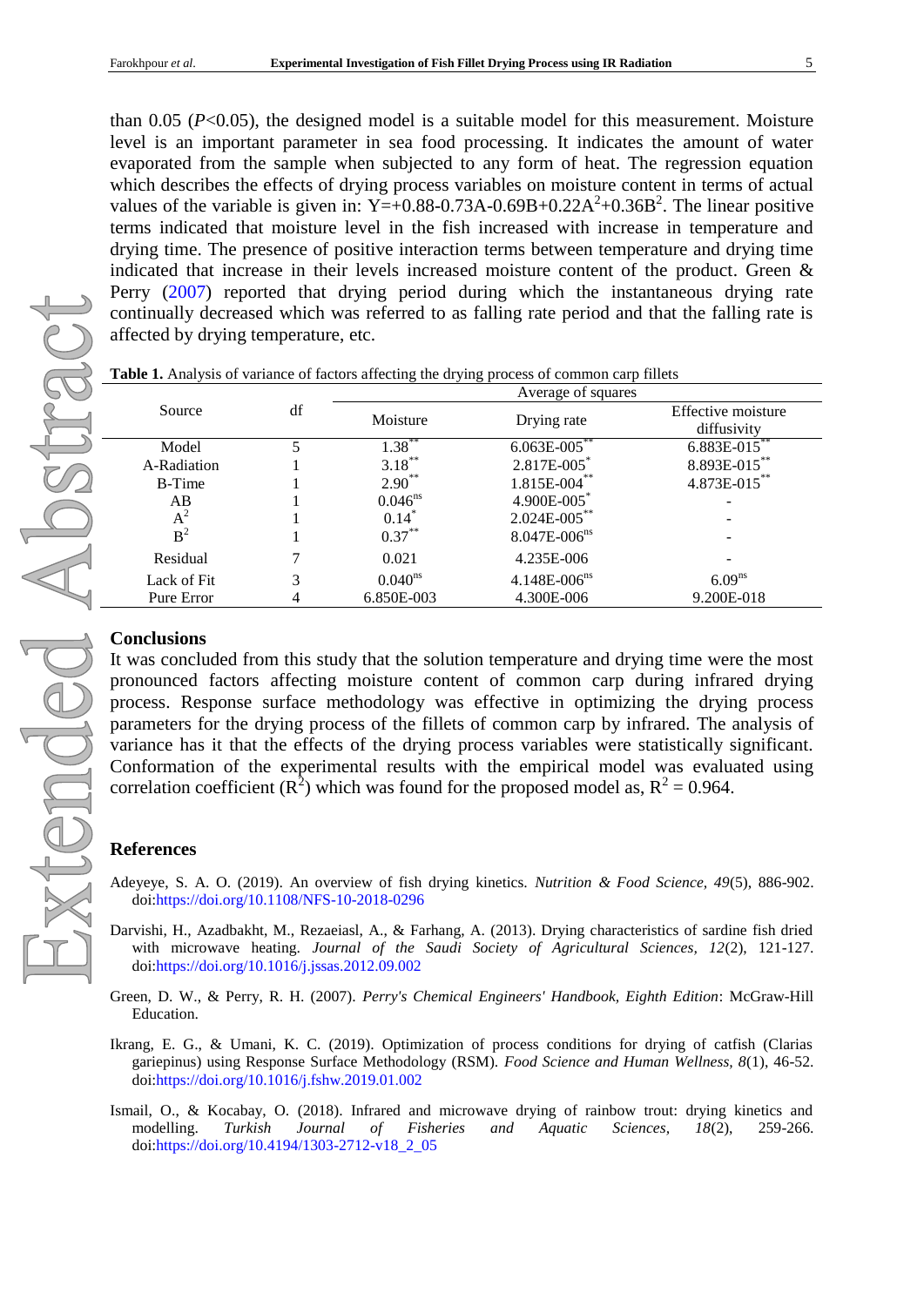than 0.05 ($P$<0.05), the designed model is a suitable model for this measurement. Moisture level is an important parameter in sea food processing. It indicates the amount of water evaporated from the sample when subjected to any form of heat. The regression equation which describes the effects of drying process variables on moisture content in terms of actual values of the variable is given in: $Y=+0.88-0.73A-0.69B+0.22A^2+0.36B^2$. The linear positive terms indicated that moisture level in the fish increased with increase in temperature and drying time. The presence of positive interaction terms between temperature and drying time indicated that increase in their levels increased moisture content of the product. Green & Perry (2007) reported that drying period during which the instantaneous drying rate continually decreased which was referred to as falling rate period and that the falling rate is affected by drying temperature, etc.

**Table 1.** Analysis of variance of factors affecting the drying process of common carp fillets

| Source | df | Average of squares | | |
|---|---|---|---|---|
| | | Moisture | Drying rate | Effective moisture diffusivity |
| Model | 5 | $1.38^{**}$ | $6.063E-005^{**}$ | $6.883E-015^{**}$ |
| A-Radiation | 1 | $3.18^{**}$ | $2.817E-005^{*}$ | $8.893E-015^{**}$ |
| B-Time | 1 | $2.90^{**}$ | $1.815E-004^{**}$ | $4.873E-015^{**}$ |
| AB | 1 | $0.046^{ns}$ | $4.900E-005^{*}$ | - |
| $A^2$ | 1 | $0.14^{*}$ | $2.024E-005^{**}$ | - |
| $B^2$ | 1 | $0.37^{**}$ | $8.047E-006^{ns}$ | - |
| Residual | 7 | 0.021 | 4.235E-006 | - |
| Lack of Fit | 3 | $0.040^{ns}$ | $4.148E-006^{ns}$ | $6.09^{ns}$ |
| Pure Error | 4 | 6.850E-003 | 4.300E-006 | 9.200E-018 |

## Conclusions

It was concluded from this study that the solution temperature and drying time were the most pronounced factors affecting moisture content of common carp during infrared drying process. Response surface methodology was effective in optimizing the drying process parameters for the drying process of the fillets of common carp by infrared. The analysis of variance has it that the effects of the drying process variables were statistically significant. Conformation of the experimental results with the empirical model was evaluated using correlation coefficient ($R^2$) which was found for the proposed model as, $R^2 = 0.964$.

## References

Adeyeye, S. A. O. (2019). An overview of fish drying kinetics. *Nutrition & Food Science, 49*(5), 886-902. doi:https://doi.org/10.1108/NFS-10-2018-0296

Darvishi, H., Azadbakht, M., Rezaeiasl, A., & Farhang, A. (2013). Drying characteristics of sardine fish dried with microwave heating. *Journal of the Saudi Society of Agricultural Sciences, 12*(2), 121-127. doi:https://doi.org/10.1016/j.jssas.2012.09.002

Green, D. W., & Perry, R. H. (2007). *Perry's Chemical Engineers' Handbook, Eighth Edition*: McGraw-Hill Education.

Ikrang, E. G., & Umani, K. C. (2019). Optimization of process conditions for drying of catfish (Clarias gariepinus) using Response Surface Methodology (RSM). *Food Science and Human Wellness, 8*(1), 46-52. doi:https://doi.org/10.1016/j.fshw.2019.01.002

Ismail, O., & Kocabay, O. (2018). Infrared and microwave drying of rainbow trout: drying kinetics and modelling. *Turkish Journal of Fisheries and Aquatic Sciences, 18*(2), 259-266. doi:https://doi.org/10.4194/1303-2712-v18_2_05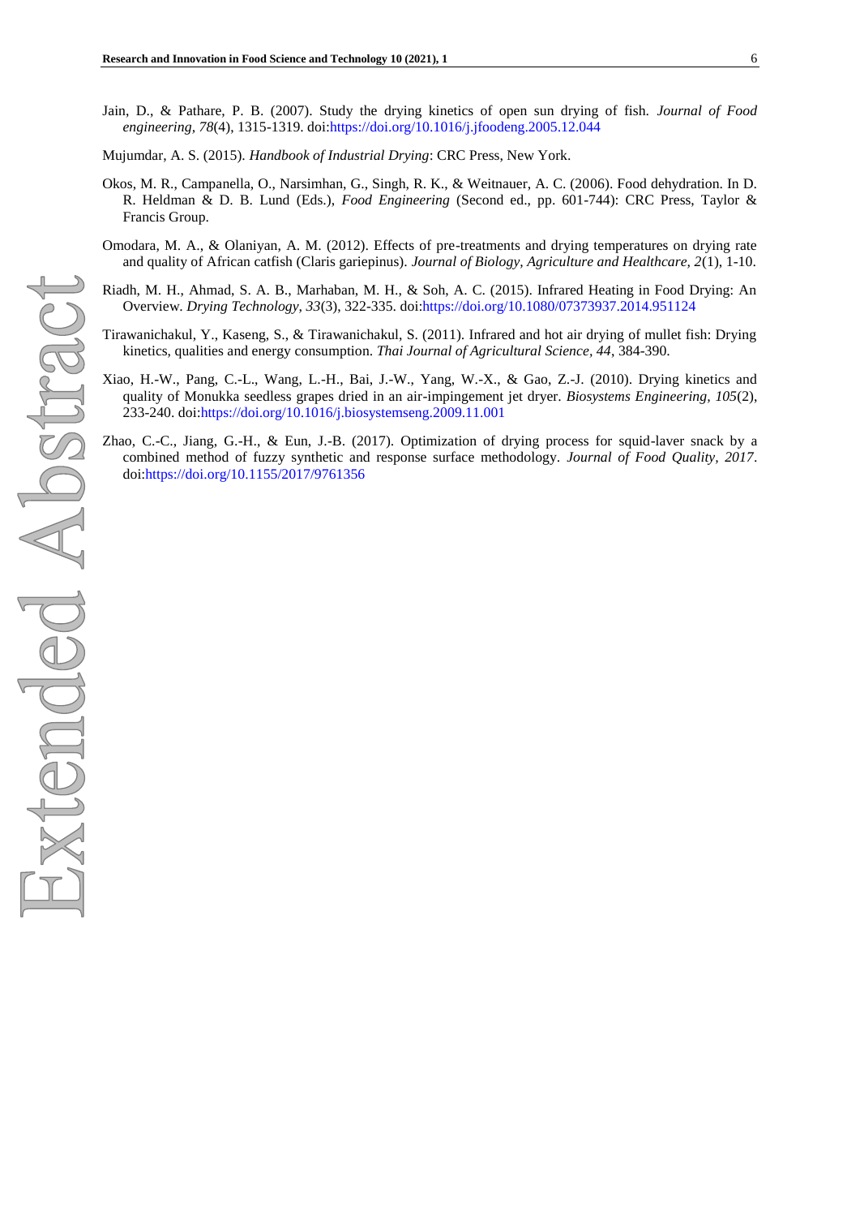Jain, D., & Pathare, P. B. (2007). Study the drying kinetics of open sun drying of fish. *Journal of Food engineering, 78*(4), 1315-1319. doi:https://doi.org/10.1016/j.jfoodeng.2005.12.044

Mujumdar, A. S. (2015). *Handbook of Industrial Drying*: CRC Press, New York.

Okos, M. R., Campanella, O., Narsimhan, G., Singh, R. K., & Weitnauer, A. C. (2006). Food dehydration. In D. R. Heldman & D. B. Lund (Eds.), *Food Engineering* (Second ed., pp. 601-744): CRC Press, Taylor & Francis Group.

Omodara, M. A., & Olaniyan, A. M. (2012). Effects of pre-treatments and drying temperatures on drying rate and quality of African catfish (Claris gariepinus). *Journal of Biology, Agriculture and Healthcare, 2*(1), 1-10.

Riadh, M. H., Ahmad, S. A. B., Marhaban, M. H., & Soh, A. C. (2015). Infrared Heating in Food Drying: An Overview. *Drying Technology, 33*(3), 322-335. doi:https://doi.org/10.1080/07373937.2014.951124

Tirawanichakul, Y., Kaseng, S., & Tirawanichakul, S. (2011). Infrared and hot air drying of mullet fish: Drying kinetics, qualities and energy consumption. *Thai Journal of Agricultural Science, 44*, 384-390.

Xiao, H.-W., Pang, C.-L., Wang, L.-H., Bai, J.-W., Yang, W.-X., & Gao, Z.-J. (2010). Drying kinetics and quality of Monukka seedless grapes dried in an air-impingement jet dryer. *Biosystems Engineering, 105*(2), 233-240. doi:https://doi.org/10.1016/j.biosystemseng.2009.11.001

Zhao, C.-C., Jiang, G.-H., & Eun, J.-B. (2017). Optimization of drying process for squid-laver snack by a combined method of fuzzy synthetic and response surface methodology. *Journal of Food Quality, 2017*. doi:https://doi.org/10.1155/2017/9761356